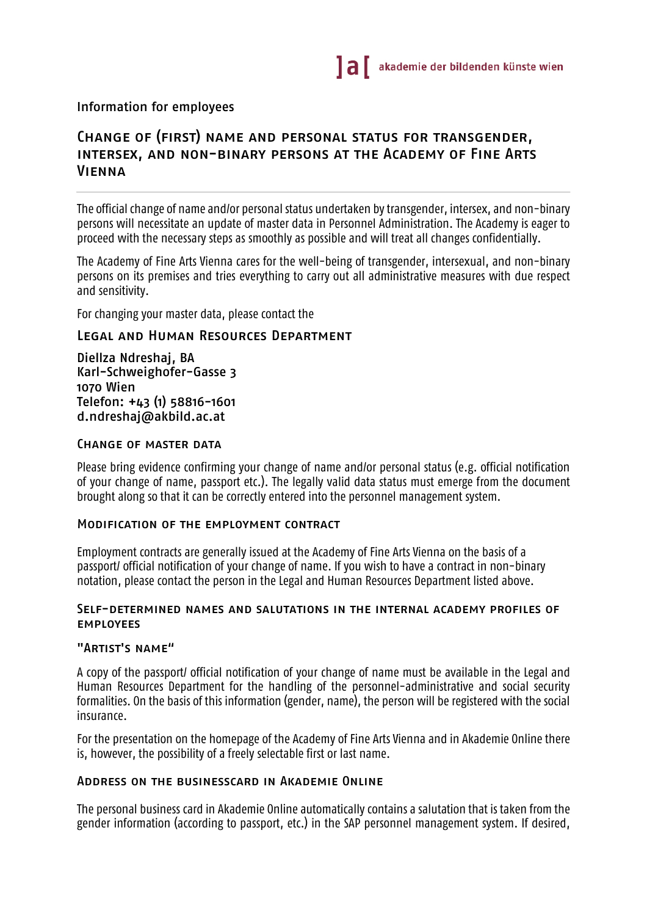Information for employees

# Change of (first) name and personal status for transgender, intersex, and non-binary persons at the Academy of Fine Arts Vienna

The official change of name and/or personal status undertaken by transgender, intersex, and non-binary persons will necessitate an update of master data in Personnel Administration. The Academy is eager to proceed with the necessary steps as smoothly as possible and will treat all changes confidentially.

The Academy of Fine Arts Vienna cares for the well-being of transgender, intersexual, and non-binary persons on its premises and tries everything to carry out all administrative measures with due respect and sensitivity.

For changing your master data, please contact the

## Legal and Human Resources Department

Diellza Ndreshaj, BA
Karl-Schweighofer-Gasse 3
1070 Wien
Telefon: +43 (1) 58816-1601
d.ndreshaj@akbild.ac.at

### Change of master data

Please bring evidence confirming your change of name and/or personal status (e.g. official notification of your change of name, passport etc.). The legally valid data status must emerge from the document brought along so that it can be correctly entered into the personnel management system.

### Modification of the employment contract

Employment contracts are generally issued at the Academy of Fine Arts Vienna on the basis of a passport/ official notification of your change of name. If you wish to have a contract in non-binary notation, please contact the person in the Legal and Human Resources Department listed above.

### Self-determined names and salutations in the internal academy profiles of employees

### "Artist's name"

A copy of the passport/ official notification of your change of name must be available in the Legal and Human Resources Department for the handling of the personnel-administrative and social security formalities. On the basis of this information (gender, name), the person will be registered with the social insurance.

For the presentation on the homepage of the Academy of Fine Arts Vienna and in Akademie Online there is, however, the possibility of a freely selectable first or last name.

### Address on the businesscard in Akademie Online

The personal business card in Akademie Online automatically contains a salutation that is taken from the gender information (according to passport, etc.) in the SAP personnel management system. If desired,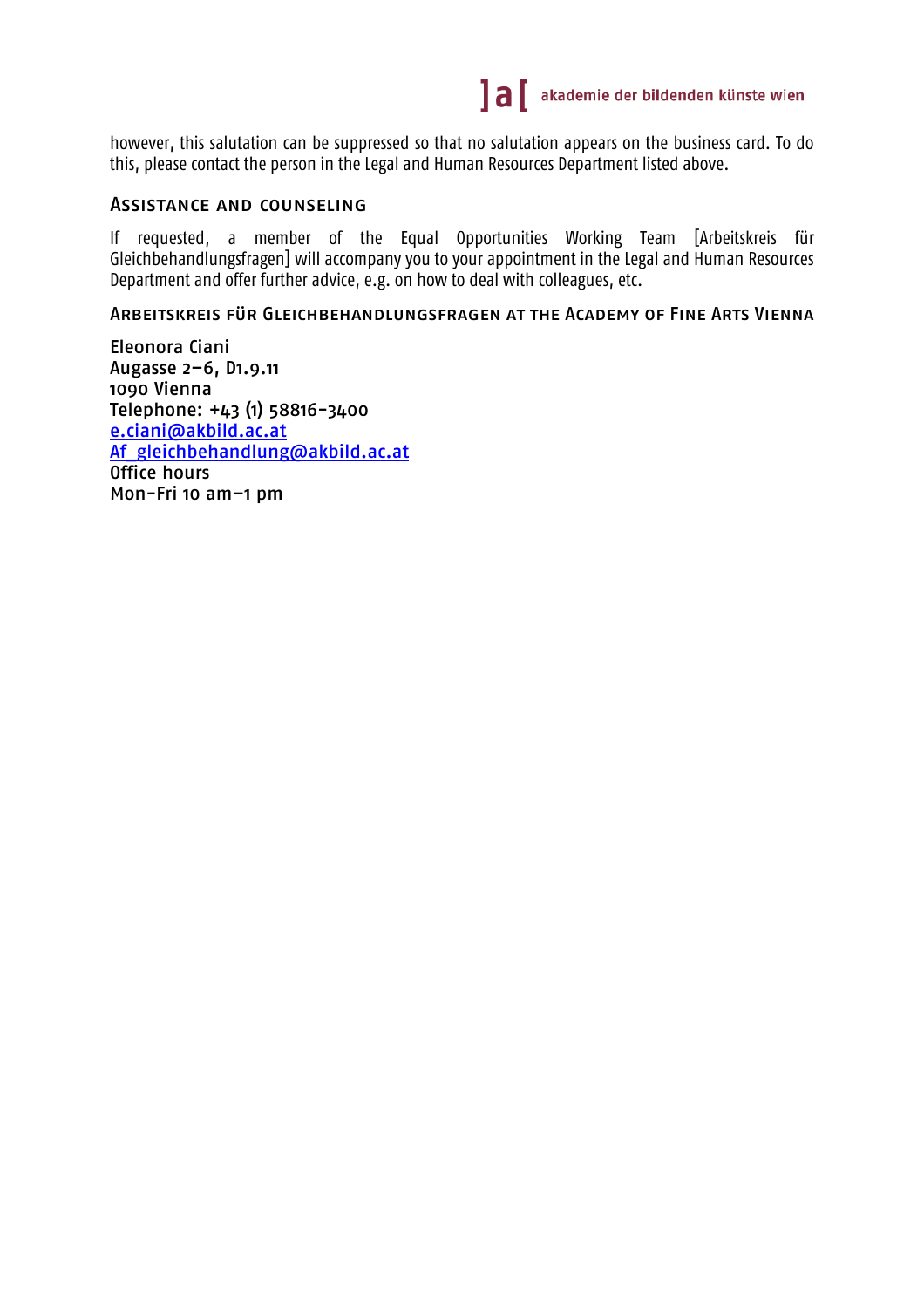however, this salutation can be suppressed so that no salutation appears on the business card. To do this, please contact the person in the Legal and Human Resources Department listed above.

## Assistance and counseling

If requested, a member of the Equal Opportunities Working Team [Arbeitskreis für Gleichbehandlungsfragen] will accompany you to your appointment in the Legal and Human Resources Department and offer further advice, e.g. on how to deal with colleagues, etc.

## Arbeitskreis für Gleichbehandlungsfragen at the Academy of Fine Arts Vienna

Eleonora Ciani
Augasse 2–6, D1.9.11
1090 Vienna
Telephone: +43 (1) 58816-3400
e.ciani@akbild.ac.at
Af_gleichbehandlung@akbild.ac.at
Office hours
Mon–Fri 10 am–1 pm